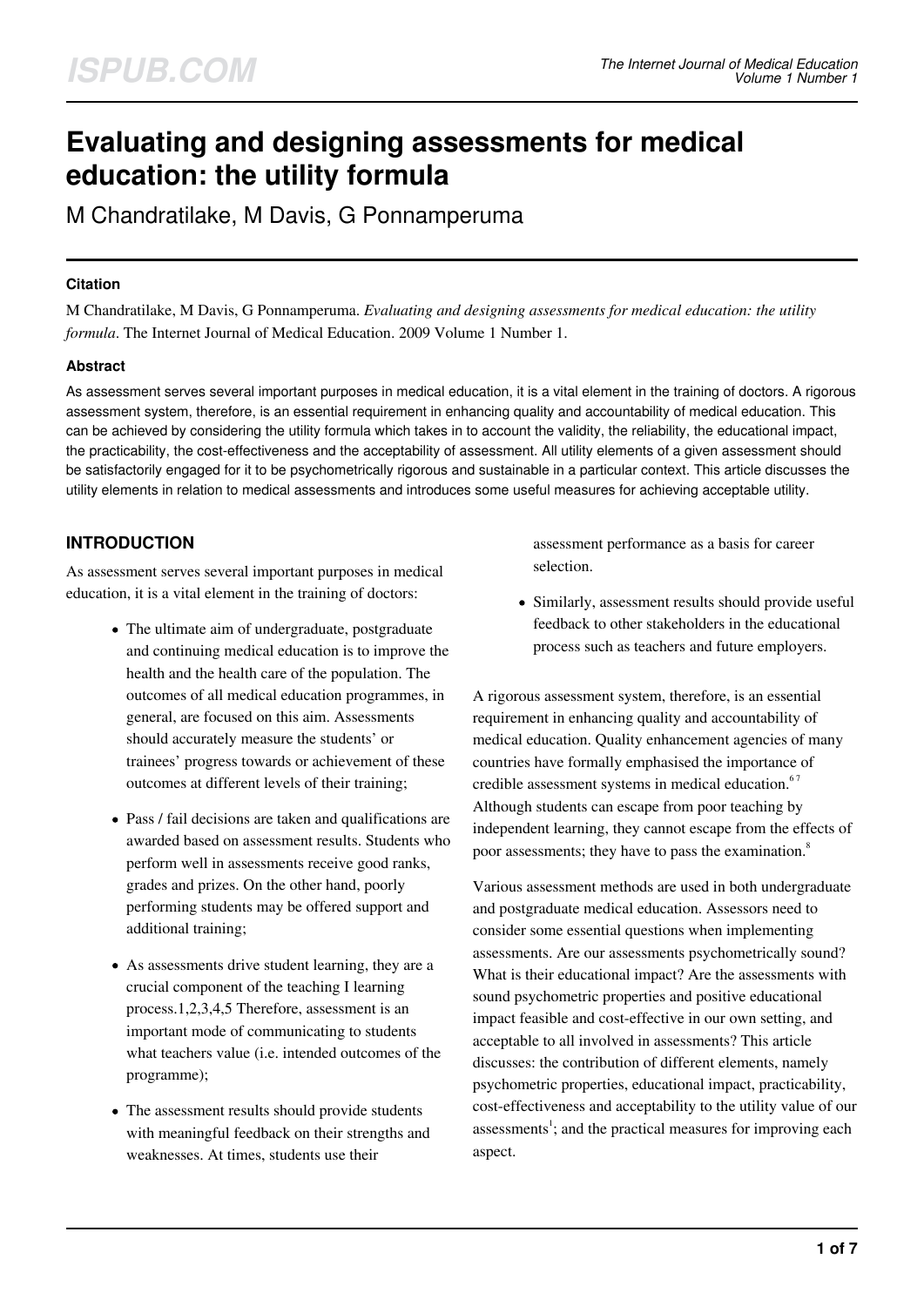# Evaluating and designing assessments for medical education: the utility formula

M Chandratilake, M Davis, G Ponnamperuma

### Citation

M Chandratilake, M Davis, G Ponnamperuma. *Evaluating and designing assessments for medical education: the utility formula*. The Internet Journal of Medical Education. 2009 Volume 1 Number 1.

### Abstract

As assessment serves several important purposes in medical education, it is a vital element in the training of doctors. A rigorous assessment system, therefore, is an essential requirement in enhancing quality and accountability of medical education. This can be achieved by considering the utility formula which takes in to account the validity, the reliability, the educational impact, the practicability, the cost-effectiveness and the acceptability of assessment. All utility elements of a given assessment should be satisfactorily engaged for it to be psychometrically rigorous and sustainable in a particular context. This article discusses the utility elements in relation to medical assessments and introduces some useful measures for achieving acceptable utility.

## INTRODUCTION

As assessment serves several important purposes in medical education, it is a vital element in the training of doctors:

- The ultimate aim of undergraduate, postgraduate and continuing medical education is to improve the health and the health care of the population. The outcomes of all medical education programmes, in general, are focused on this aim. Assessments should accurately measure the students' or trainees' progress towards or achievement of these outcomes at different levels of their training;
- Pass / fail decisions are taken and qualifications are awarded based on assessment results. Students who perform well in assessments receive good ranks, grades and prizes. On the other hand, poorly performing students may be offered support and additional training;
- As assessments drive student learning, they are a crucial component of the teaching I learning process.1,2,3,4,5 Therefore, assessment is an important mode of communicating to students what teachers value (i.e. intended outcomes of the programme);
- The assessment results should provide students with meaningful feedback on their strengths and weaknesses. At times, students use their assessment performance as a basis for career selection.
- Similarly, assessment results should provide useful feedback to other stakeholders in the educational process such as teachers and future employers.

A rigorous assessment system, therefore, is an essential requirement in enhancing quality and accountability of medical education. Quality enhancement agencies of many countries have formally emphasised the importance of credible assessment systems in medical education.[6 7] Although students can escape from poor teaching by independent learning, they cannot escape from the effects of poor assessments; they have to pass the examination.[8]

Various assessment methods are used in both undergraduate and postgraduate medical education. Assessors need to consider some essential questions when implementing assessments. Are our assessments psychometrically sound? What is their educational impact? Are the assessments with sound psychometric properties and positive educational impact feasible and cost-effective in our own setting, and acceptable to all involved in assessments? This article discusses: the contribution of different elements, namely psychometric properties, educational impact, practicability, cost-effectiveness and acceptability to the utility value of our assessments[1]; and the practical measures for improving each aspect.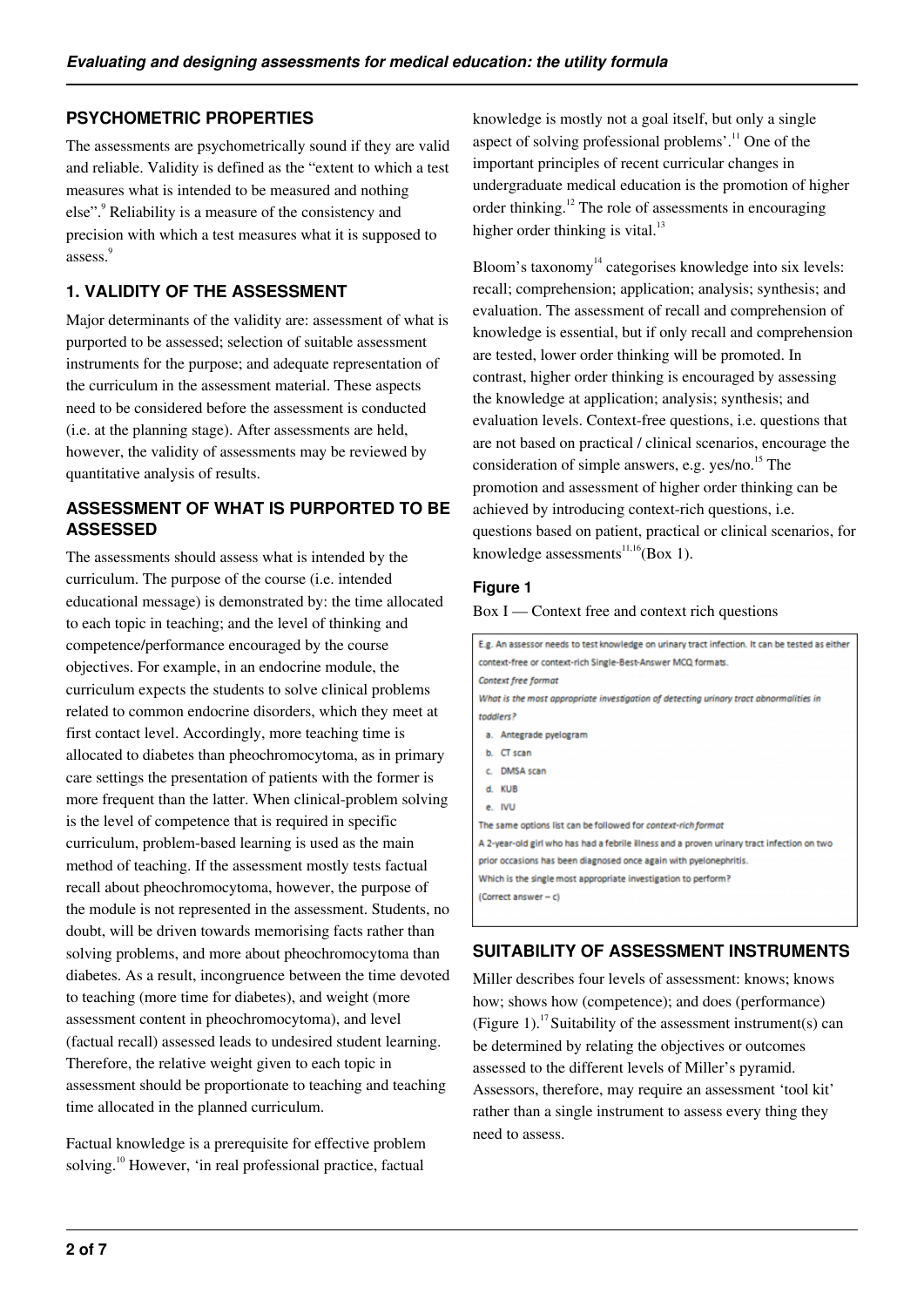## PSYCHOMETRIC PROPERTIES

The assessments are psychometrically sound if they are valid and reliable. Validity is defined as the "extent to which a test measures what is intended to be measured and nothing else".[9] Reliability is a measure of the consistency and precision with which a test measures what it is supposed to assess.[9]

## 1. VALIDITY OF THE ASSESSMENT

Major determinants of the validity are: assessment of what is purported to be assessed; selection of suitable assessment instruments for the purpose; and adequate representation of the curriculum in the assessment material. These aspects need to be considered before the assessment is conducted (i.e. at the planning stage). After assessments are held, however, the validity of assessments may be reviewed by quantitative analysis of results.

### ASSESSMENT OF WHAT IS PURPORTED TO BE ASSESSED

The assessments should assess what is intended by the curriculum. The purpose of the course (i.e. intended educational message) is demonstrated by: the time allocated to each topic in teaching; and the level of thinking and competence/performance encouraged by the course objectives. For example, in an endocrine module, the curriculum expects the students to solve clinical problems related to common endocrine disorders, which they meet at first contact level. Accordingly, more teaching time is allocated to diabetes than pheochromocytoma, as in primary care settings the presentation of patients with the former is more frequent than the latter. When clinical-problem solving is the level of competence that is required in specific curriculum, problem-based learning is used as the main method of teaching. If the assessment mostly tests factual recall about pheochromocytoma, however, the purpose of the module is not represented in the assessment. Students, no doubt, will be driven towards memorising facts rather than solving problems, and more about pheochromocytoma than diabetes. As a result, incongruence between the time devoted to teaching (more time for diabetes), and weight (more assessment content in pheochromocytoma), and level (factual recall) assessed leads to undesired student learning. Therefore, the relative weight given to each topic in assessment should be proportionate to teaching and teaching time allocated in the planned curriculum.

Factual knowledge is a prerequisite for effective problem solving.[10] However, 'in real professional practice, factual knowledge is mostly not a goal itself, but only a single aspect of solving professional problems'.[11] One of the important principles of recent curricular changes in undergraduate medical education is the promotion of higher order thinking.[12] The role of assessments in encouraging higher order thinking is vital.[13]

Bloom's taxonomy[14] categorises knowledge into six levels: recall; comprehension; application; analysis; synthesis; and evaluation. The assessment of recall and comprehension of knowledge is essential, but if only recall and comprehension are tested, lower order thinking will be promoted. In contrast, higher order thinking is encouraged by assessing the knowledge at application; analysis; synthesis; and evaluation levels. Context-free questions, i.e. questions that are not based on practical / clinical scenarios, encourage the consideration of simple answers, e.g. yes/no.[15] The promotion and assessment of higher order thinking can be achieved by introducing context-rich questions, i.e. questions based on patient, practical or clinical scenarios, for knowledge assessments[11,16] (Box 1).

#### Figure 1

Box I — Context free and context rich questions

E.g. An assessor needs to test knowledge on urinary tract infection. It can be tested as either context-free or context-rich Single-Best-Answer MCQ formats.

*Context free format*

*What is the most appropriate investigation of detecting urinary tract abnormalities in toddlers?*

a. Antegrade pyelogram
b. CT scan
c. DMSA scan
d. KUB
e. IVU

The same options list can be followed for *context-rich format*

A 2-year-old girl who has had a febrile illness and a proven urinary tract infection on two prior occasions has been diagnosed once again with pyelonephritis.

Which is the single most appropriate investigation to perform?

(Correct answer – c)

### SUITABILITY OF ASSESSMENT INSTRUMENTS

Miller describes four levels of assessment: knows; knows how; shows how (competence); and does (performance) (Figure 1).[17] Suitability of the assessment instrument(s) can be determined by relating the objectives or outcomes assessed to the different levels of Miller's pyramid. Assessors, therefore, may require an assessment 'tool kit' rather than a single instrument to assess every thing they need to assess.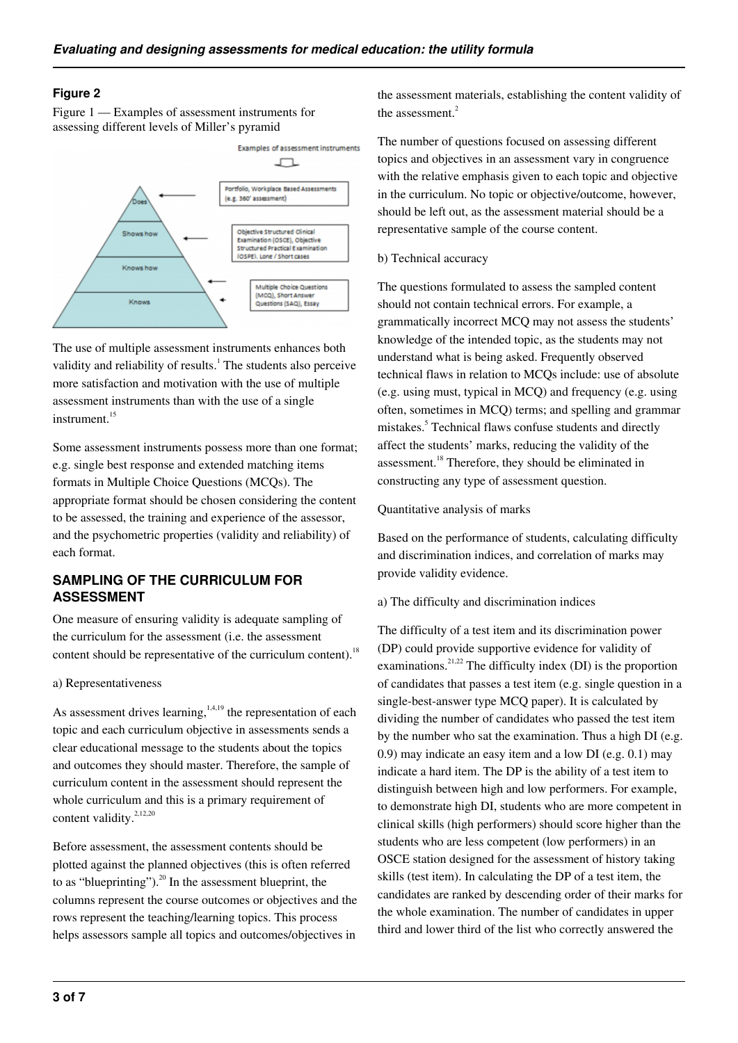**Figure 2**

Figure 1 — Examples of assessment instruments for assessing different levels of Miller's pyramid

The use of multiple assessment instruments enhances both validity and reliability of results.[1] The students also perceive more satisfaction and motivation with the use of multiple assessment instruments than with the use of a single instrument.[15]

Some assessment instruments possess more than one format; e.g. single best response and extended matching items formats in Multiple Choice Questions (MCQs). The appropriate format should be chosen considering the content to be assessed, the training and experience of the assessor, and the psychometric properties (validity and reliability) of each format.

## SAMPLING OF THE CURRICULUM FOR ASSESSMENT

One measure of ensuring validity is adequate sampling of the curriculum for the assessment (i.e. the assessment content should be representative of the curriculum content).[18]

a) Representativeness

As assessment drives learning,[1,4,19] the representation of each topic and each curriculum objective in assessments sends a clear educational message to the students about the topics and outcomes they should master. Therefore, the sample of curriculum content in the assessment should represent the whole curriculum and this is a primary requirement of content validity.[2,12,20]

Before assessment, the assessment contents should be plotted against the planned objectives (this is often referred to as "blueprinting").[20] In the assessment blueprint, the columns represent the course outcomes or objectives and the rows represent the teaching/learning topics. This process helps assessors sample all topics and outcomes/objectives in the assessment materials, establishing the content validity of the assessment.[2]

The number of questions focused on assessing different topics and objectives in an assessment vary in congruence with the relative emphasis given to each topic and objective in the curriculum. No topic or objective/outcome, however, should be left out, as the assessment material should be a representative sample of the course content.

b) Technical accuracy

The questions formulated to assess the sampled content should not contain technical errors. For example, a grammatically incorrect MCQ may not assess the students' knowledge of the intended topic, as the students may not understand what is being asked. Frequently observed technical flaws in relation to MCQs include: use of absolute (e.g. using must, typical in MCQ) and frequency (e.g. using often, sometimes in MCQ) terms; and spelling and grammar mistakes.[5] Technical flaws confuse students and directly affect the students' marks, reducing the validity of the assessment.[18] Therefore, they should be eliminated in constructing any type of assessment question.

Quantitative analysis of marks

Based on the performance of students, calculating difficulty and discrimination indices, and correlation of marks may provide validity evidence.

a) The difficulty and discrimination indices

The difficulty of a test item and its discrimination power (DP) could provide supportive evidence for validity of examinations.[21,22] The difficulty index (DI) is the proportion of candidates that passes a test item (e.g. single question in a single-best-answer type MCQ paper). It is calculated by dividing the number of candidates who passed the test item by the number who sat the examination. Thus a high DI (e.g. 0.9) may indicate an easy item and a low DI (e.g. 0.1) may indicate a hard item. The DP is the ability of a test item to distinguish between high and low performers. For example, to demonstrate high DI, students who are more competent in clinical skills (high performers) should score higher than the students who are less competent (low performers) in an OSCE station designed for the assessment of history taking skills (test item). In calculating the DP of a test item, the candidates are ranked by descending order of their marks for the whole examination. The number of candidates in upper third and lower third of the list who correctly answered the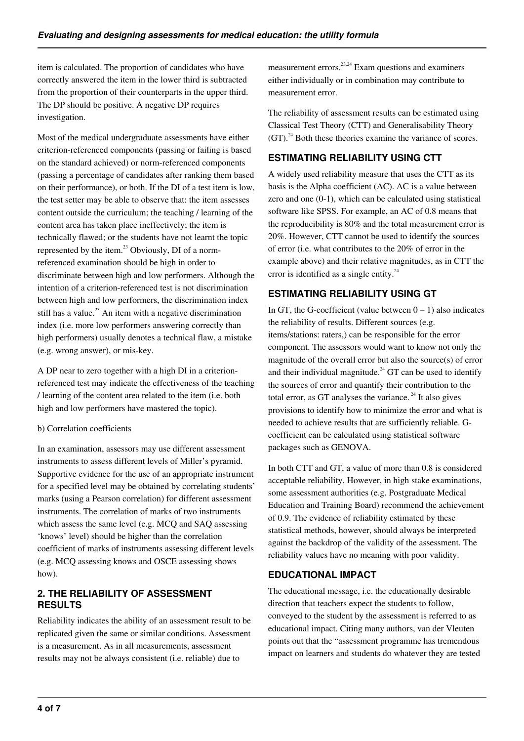item is calculated. The proportion of candidates who have correctly answered the item in the lower third is subtracted from the proportion of their counterparts in the upper third. The DP should be positive. A negative DP requires investigation.

Most of the medical undergraduate assessments have either criterion-referenced components (passing or failing is based on the standard achieved) or norm-referenced components (passing a percentage of candidates after ranking them based on their performance), or both. If the DI of a test item is low, the test setter may be able to observe that: the item assesses content outside the curriculum; the teaching / learning of the content area has taken place ineffectively; the item is technically flawed; or the students have not learnt the topic represented by the item.[23] Obviously, DI of a norm-referenced examination should be high in order to discriminate between high and low performers. Although the intention of a criterion-referenced test is not discrimination between high and low performers, the discrimination index still has a value.[23] An item with a negative discrimination index (i.e. more low performers answering correctly than high performers) usually denotes a technical flaw, a mistake (e.g. wrong answer), or mis-key.

A DP near to zero together with a high DI in a criterion-referenced test may indicate the effectiveness of the teaching / learning of the content area related to the item (i.e. both high and low performers have mastered the topic).

b) Correlation coefficients

In an examination, assessors may use different assessment instruments to assess different levels of Miller's pyramid. Supportive evidence for the use of an appropriate instrument for a specified level may be obtained by correlating students' marks (using a Pearson correlation) for different assessment instruments. The correlation of marks of two instruments which assess the same level (e.g. MCQ and SAQ assessing 'knows' level) should be higher than the correlation coefficient of marks of instruments assessing different levels (e.g. MCQ assessing knows and OSCE assessing shows how).

## 2. THE RELIABILITY OF ASSESSMENT RESULTS

Reliability indicates the ability of an assessment result to be replicated given the same or similar conditions. Assessment is a measurement. As in all measurements, assessment results may not be always consistent (i.e. reliable) due to measurement errors.[23,24] Exam questions and examiners either individually or in combination may contribute to measurement error.

The reliability of assessment results can be estimated using Classical Test Theory (CTT) and Generalisability Theory (GT).[24] Both these theories examine the variance of scores.

## ESTIMATING RELIABILITY USING CTT

A widely used reliability measure that uses the CTT as its basis is the Alpha coefficient (AC). AC is a value between zero and one (0-1), which can be calculated using statistical software like SPSS. For example, an AC of 0.8 means that the reproducibility is 80% and the total measurement error is 20%. However, CTT cannot be used to identify the sources of error (i.e. what contributes to the 20% of error in the example above) and their relative magnitudes, as in CTT the error is identified as a single entity.[24]

## ESTIMATING RELIABILITY USING GT

In GT, the G-coefficient (value between 0 – 1) also indicates the reliability of results. Different sources (e.g. items/stations: raters,) can be responsible for the error component. The assessors would want to know not only the magnitude of the overall error but also the source(s) of error and their individual magnitude.[24] GT can be used to identify the sources of error and quantify their contribution to the total error, as GT analyses the variance.[24] It also gives provisions to identify how to minimize the error and what is needed to achieve results that are sufficiently reliable. G-coefficient can be calculated using statistical software packages such as GENOVA.

In both CTT and GT, a value of more than 0.8 is considered acceptable reliability. However, in high stake examinations, some assessment authorities (e.g. Postgraduate Medical Education and Training Board) recommend the achievement of 0.9. The evidence of reliability estimated by these statistical methods, however, should always be interpreted against the backdrop of the validity of the assessment. The reliability values have no meaning with poor validity.

## EDUCATIONAL IMPACT

The educational message, i.e. the educationally desirable direction that teachers expect the students to follow, conveyed to the student by the assessment is referred to as educational impact. Citing many authors, van der Vleuten points out that the "assessment programme has tremendous impact on learners and students do whatever they are tested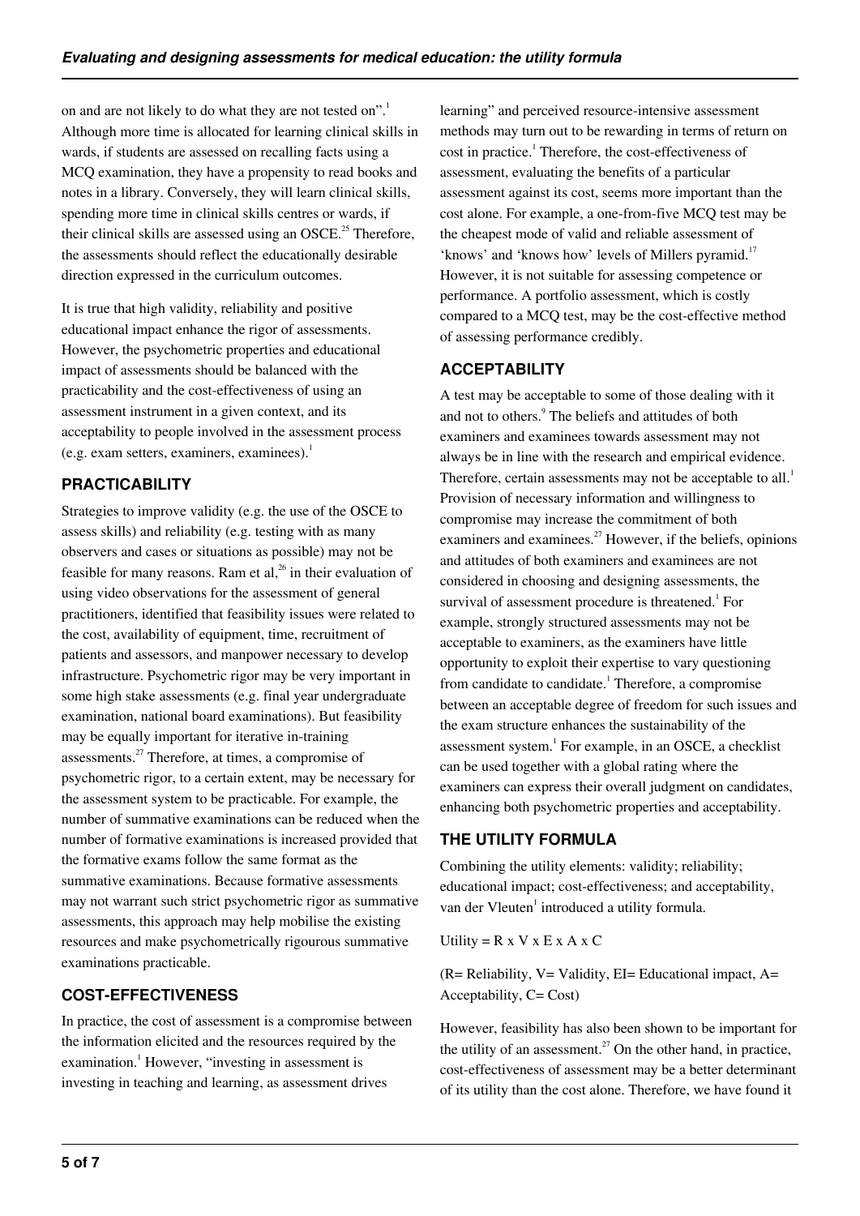on and are not likely to do what they are not tested on".[1] Although more time is allocated for learning clinical skills in wards, if students are assessed on recalling facts using a MCQ examination, they have a propensity to read books and notes in a library. Conversely, they will learn clinical skills, spending more time in clinical skills centres or wards, if their clinical skills are assessed using an OSCE.[25] Therefore, the assessments should reflect the educationally desirable direction expressed in the curriculum outcomes.

It is true that high validity, reliability and positive educational impact enhance the rigor of assessments. However, the psychometric properties and educational impact of assessments should be balanced with the practicability and the cost-effectiveness of using an assessment instrument in a given context, and its acceptability to people involved in the assessment process (e.g. exam setters, examiners, examinees).[1]

## PRACTICABILITY

Strategies to improve validity (e.g. the use of the OSCE to assess skills) and reliability (e.g. testing with as many observers and cases or situations as possible) may not be feasible for many reasons. Ram et al,[26] in their evaluation of using video observations for the assessment of general practitioners, identified that feasibility issues were related to the cost, availability of equipment, time, recruitment of patients and assessors, and manpower necessary to develop infrastructure. Psychometric rigor may be very important in some high stake assessments (e.g. final year undergraduate examination, national board examinations). But feasibility may be equally important for iterative in-training assessments.[27] Therefore, at times, a compromise of psychometric rigor, to a certain extent, may be necessary for the assessment system to be practicable. For example, the number of summative examinations can be reduced when the number of formative examinations is increased provided that the formative exams follow the same format as the summative examinations. Because formative assessments may not warrant such strict psychometric rigor as summative assessments, this approach may help mobilise the existing resources and make psychometrically rigourous summative examinations practicable.

## COST-EFFECTIVENESS

In practice, the cost of assessment is a compromise between the information elicited and the resources required by the examination.[1] However, "investing in assessment is investing in teaching and learning, as assessment drives learning" and perceived resource-intensive assessment methods may turn out to be rewarding in terms of return on cost in practice.[1] Therefore, the cost-effectiveness of assessment, evaluating the benefits of a particular assessment against its cost, seems more important than the cost alone. For example, a one-from-five MCQ test may be the cheapest mode of valid and reliable assessment of 'knows' and 'knows how' levels of Millers pyramid.[17] However, it is not suitable for assessing competence or performance. A portfolio assessment, which is costly compared to a MCQ test, may be the cost-effective method of assessing performance credibly.

## ACCEPTABILITY

A test may be acceptable to some of those dealing with it and not to others.[9] The beliefs and attitudes of both examiners and examinees towards assessment may not always be in line with the research and empirical evidence. Therefore, certain assessments may not be acceptable to all.[1] Provision of necessary information and willingness to compromise may increase the commitment of both examiners and examinees.[27] However, if the beliefs, opinions and attitudes of both examiners and examinees are not considered in choosing and designing assessments, the survival of assessment procedure is threatened.[1] For example, strongly structured assessments may not be acceptable to examiners, as the examiners have little opportunity to exploit their expertise to vary questioning from candidate to candidate.[1] Therefore, a compromise between an acceptable degree of freedom for such issues and the exam structure enhances the sustainability of the assessment system.[1] For example, in an OSCE, a checklist can be used together with a global rating where the examiners can express their overall judgment on candidates, enhancing both psychometric properties and acceptability.

## THE UTILITY FORMULA

Combining the utility elements: validity; reliability; educational impact; cost-effectiveness; and acceptability, van der Vleuten[1] introduced a utility formula.

Utility = R x V x E x A x C

(R= Reliability, V= Validity, EI= Educational impact, A= Acceptability, C= Cost)

However, feasibility has also been shown to be important for the utility of an assessment.[27] On the other hand, in practice, cost-effectiveness of assessment may be a better determinant of its utility than the cost alone. Therefore, we have found it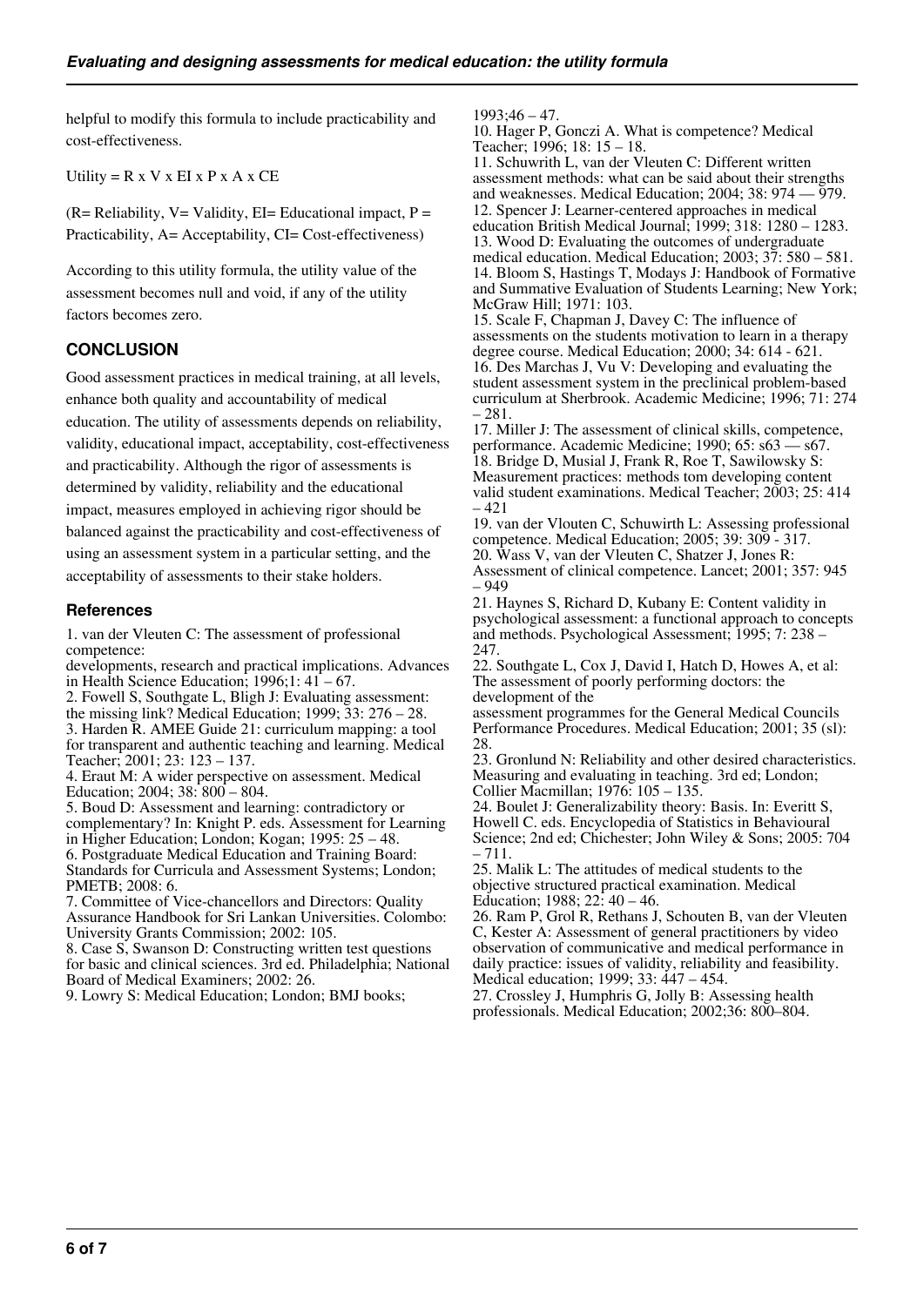helpful to modify this formula to include practicability and cost-effectiveness.

Utility = R x V x EI x P x A x CE

(R= Reliability, V= Validity, EI= Educational impact, P = Practicability, A= Acceptability, CI= Cost-effectiveness)

According to this utility formula, the utility value of the assessment becomes null and void, if any of the utility factors becomes zero.

## CONCLUSION

Good assessment practices in medical training, at all levels, enhance both quality and accountability of medical education. The utility of assessments depends on reliability, validity, educational impact, acceptability, cost-effectiveness and practicability. Although the rigor of assessments is determined by validity, reliability and the educational impact, measures employed in achieving rigor should be balanced against the practicability and cost-effectiveness of using an assessment system in a particular setting, and the acceptability of assessments to their stake holders.

### References

1. van der Vleuten C: The assessment of professional competence:
developments, research and practical implications. Advances in Health Science Education; 1996;1: 41 – 67.
2. Fowell S, Southgate L, Bligh J: Evaluating assessment: the missing link? Medical Education; 1999; 33: 276 – 28.
3. Harden R. AMEE Guide 21: curriculum mapping: a tool for transparent and authentic teaching and learning. Medical Teacher; 2001; 23: 123 – 137.
4. Eraut M: A wider perspective on assessment. Medical Education; 2004; 38: 800 – 804.
5. Boud D: Assessment and learning: contradictory or complementary? In: Knight P. eds. Assessment for Learning in Higher Education; London; Kogan; 1995: 25 – 48.
6. Postgraduate Medical Education and Training Board: Standards for Curricula and Assessment Systems; London; PMETB; 2008: 6.
7. Committee of Vice-chancellors and Directors: Quality Assurance Handbook for Sri Lankan Universities. Colombo: University Grants Commission; 2002: 105.
8. Case S, Swanson D: Constructing written test questions for basic and clinical sciences. 3rd ed. Philadelphia; National Board of Medical Examiners; 2002: 26.
9. Lowry S: Medical Education; London; BMJ books; 1993;46 – 47.
10. Hager P, Gonczi A. What is competence? Medical Teacher; 1996; 18: 15 – 18.
11. Schuwrith L, van der Vleuten C: Different written assessment methods: what can be said about their strengths and weaknesses. Medical Education; 2004; 38: 974 — 979.
12. Spencer J: Learner-centered approaches in medical education British Medical Journal; 1999; 318: 1280 – 1283.
13. Wood D: Evaluating the outcomes of undergraduate medical education. Medical Education; 2003; 37: 580 – 581.
14. Bloom S, Hastings T, Modays J: Handbook of Formative and Summative Evaluation of Students Learning; New York; McGraw Hill; 1971: 103.
15. Scale F, Chapman J, Davey C: The influence of assessments on the students motivation to learn in a therapy degree course. Medical Education; 2000; 34: 614 - 621.
16. Des Marchas J, Vu V: Developing and evaluating the student assessment system in the preclinical problem-based curriculum at Sherbrook. Academic Medicine; 1996; 71: 274 – 281.
17. Miller J: The assessment of clinical skills, competence, performance. Academic Medicine; 1990; 65: s63 — s67.
18. Bridge D, Musial J, Frank R, Roe T, Sawilowsky S: Measurement practices: methods tom developing content valid student examinations. Medical Teacher; 2003; 25: 414 – 421
19. van der Vlouten C, Schuwirth L: Assessing professional competence. Medical Education; 2005; 39: 309 - 317.
20. Wass V, van der Vleuten C, Shatzer J, Jones R: Assessment of clinical competence. Lancet; 2001; 357: 945 – 949
21. Haynes S, Richard D, Kubany E: Content validity in psychological assessment: a functional approach to concepts and methods. Psychological Assessment; 1995; 7: 238 – 247.
22. Southgate L, Cox J, David I, Hatch D, Howes A, et al: The assessment of poorly performing doctors: the development of the
assessment programmes for the General Medical Councils Performance Procedures. Medical Education; 2001; 35 (sl): 28.
23. Gronlund N: Reliability and other desired characteristics. Measuring and evaluating in teaching. 3rd ed; London; Collier Macmillan; 1976: 105 – 135.
24. Boulet J: Generalizability theory: Basis. In: Everitt S, Howell C. eds. Encyclopedia of Statistics in Behavioural Science; 2nd ed; Chichester; John Wiley & Sons; 2005: 704 – 711.
25. Malik L: The attitudes of medical students to the objective structured practical examination. Medical Education; 1988; 22: 40 – 46.
26. Ram P, Grol R, Rethans J, Schouten B, van der Vleuten C, Kester A: Assessment of general practitioners by video observation of communicative and medical performance in daily practice: issues of validity, reliability and feasibility. Medical education; 1999; 33: 447 – 454.
27. Crossley J, Humphris G, Jolly B: Assessing health professionals. Medical Education; 2002;36: 800–804.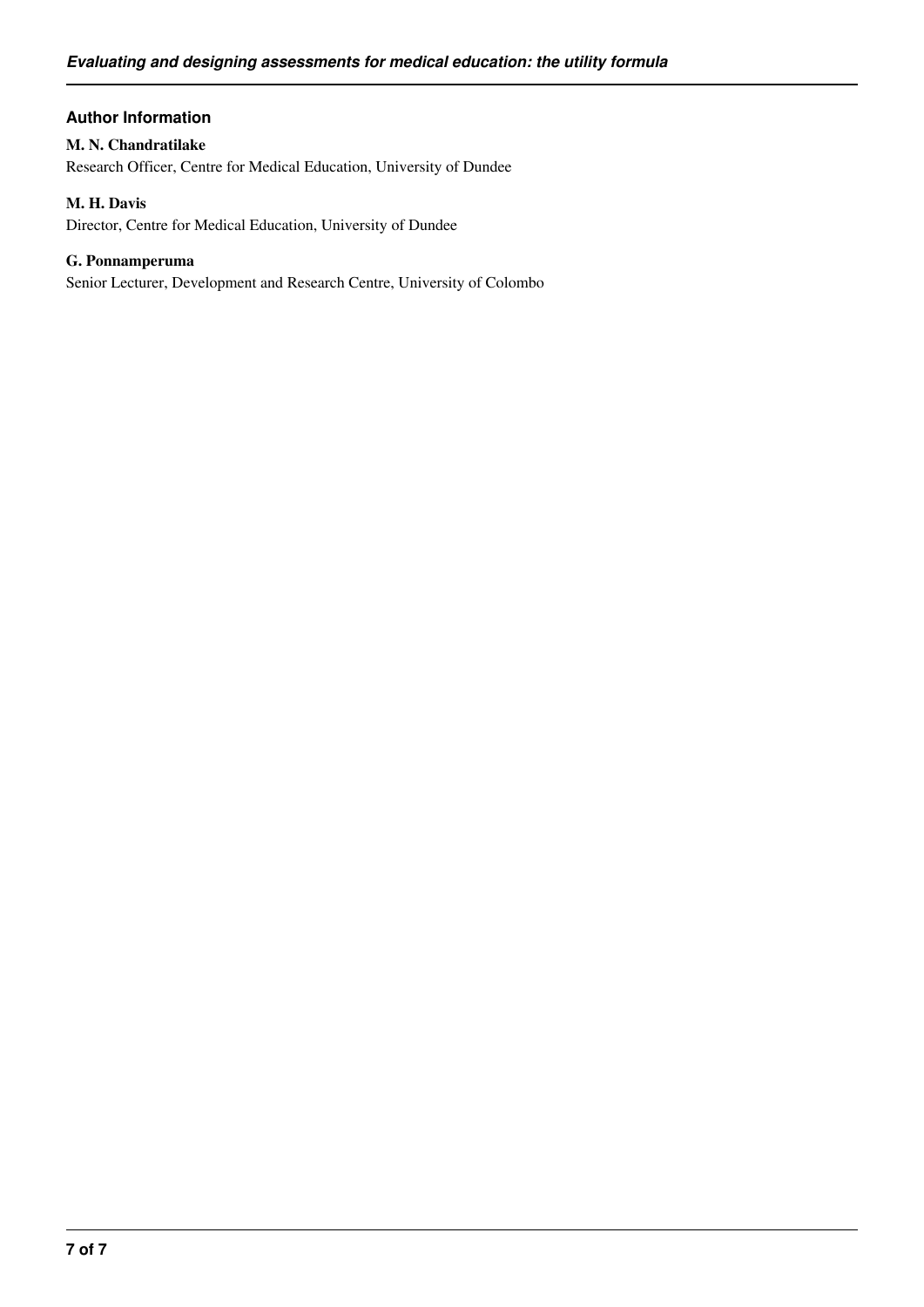## Author Information

**M. N. Chandratilake**
Research Officer, Centre for Medical Education, University of Dundee

**M. H. Davis**
Director, Centre for Medical Education, University of Dundee

**G. Ponnamperuma**
Senior Lecturer, Development and Research Centre, University of Colombo